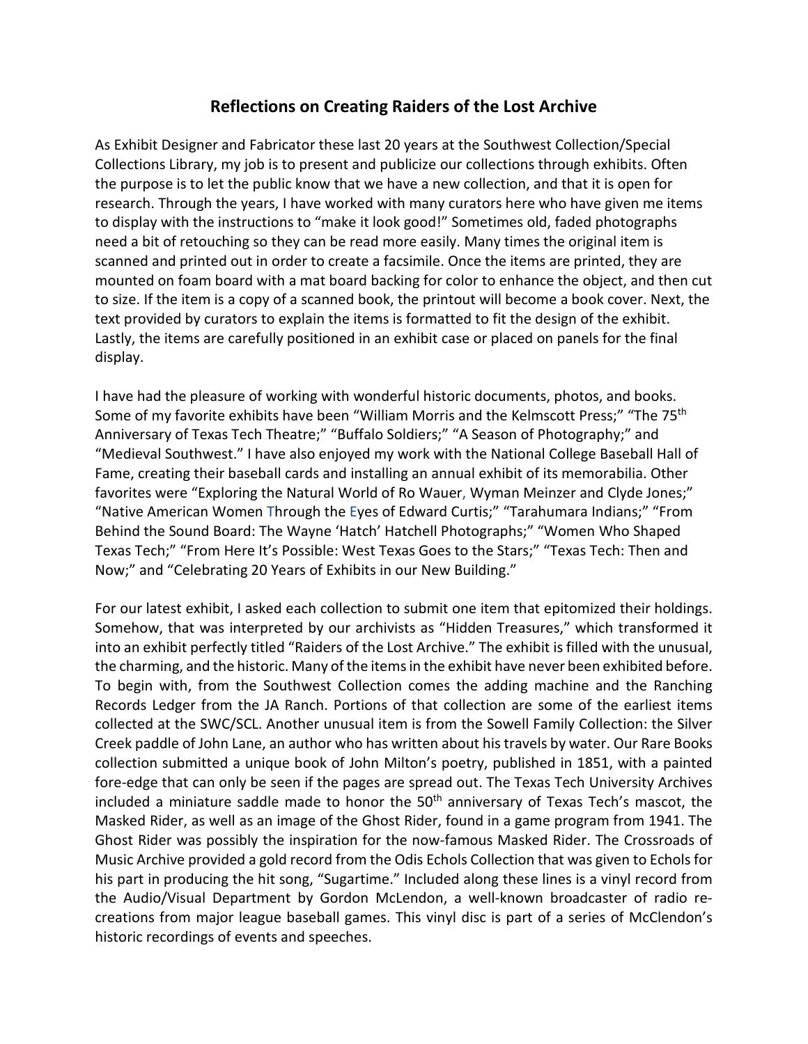# Reflections on Creating Raiders of the Lost Archive

As Exhibit Designer and Fabricator these last 20 years at the Southwest Collection/Special Collections Library, my job is to present and publicize our collections through exhibits. Often the purpose is to let the public know that we have a new collection, and that it is open for research. Through the years, I have worked with many curators here who have given me items to display with the instructions to "make it look good!" Sometimes old, faded photographs need a bit of retouching so they can be read more easily. Many times the original item is scanned and printed out in order to create a facsimile. Once the items are printed, they are mounted on foam board with a mat board backing for color to enhance the object, and then cut to size. If the item is a copy of a scanned book, the printout will become a book cover. Next, the text provided by curators to explain the items is formatted to fit the design of the exhibit. Lastly, the items are carefully positioned in an exhibit case or placed on panels for the final display.

I have had the pleasure of working with wonderful historic documents, photos, and books. Some of my favorite exhibits have been "William Morris and the Kelmscott Press;" "The 75th Anniversary of Texas Tech Theatre;" "Buffalo Soldiers;" "A Season of Photography;" and "Medieval Southwest." I have also enjoyed my work with the National College Baseball Hall of Fame, creating their baseball cards and installing an annual exhibit of its memorabilia. Other favorites were "Exploring the Natural World of Ro Wauer, Wyman Meinzer and Clyde Jones;" "Native American Women Through the Eyes of Edward Curtis;" "Tarahumara Indians;" "From Behind the Sound Board: The Wayne 'Hatch' Hatchell Photographs;" "Women Who Shaped Texas Tech;" "From Here It's Possible: West Texas Goes to the Stars;" "Texas Tech: Then and Now;" and "Celebrating 20 Years of Exhibits in our New Building."

For our latest exhibit, I asked each collection to submit one item that epitomized their holdings. Somehow, that was interpreted by our archivists as "Hidden Treasures," which transformed it into an exhibit perfectly titled "Raiders of the Lost Archive." The exhibit is filled with the unusual, the charming, and the historic. Many of the items in the exhibit have never been exhibited before. To begin with, from the Southwest Collection comes the adding machine and the Ranching Records Ledger from the JA Ranch. Portions of that collection are some of the earliest items collected at the SWC/SCL. Another unusual item is from the Sowell Family Collection: the Silver Creek paddle of John Lane, an author who has written about his travels by water. Our Rare Books collection submitted a unique book of John Milton's poetry, published in 1851, with a painted fore-edge that can only be seen if the pages are spread out. The Texas Tech University Archives included a miniature saddle made to honor the 50th anniversary of Texas Tech's mascot, the Masked Rider, as well as an image of the Ghost Rider, found in a game program from 1941. The Ghost Rider was possibly the inspiration for the now-famous Masked Rider. The Crossroads of Music Archive provided a gold record from the Odis Echols Collection that was given to Echols for his part in producing the hit song, "Sugartime." Included along these lines is a vinyl record from the Audio/Visual Department by Gordon McLendon, a well-known broadcaster of radio re-creations from major league baseball games. This vinyl disc is part of a series of McClendon's historic recordings of events and speeches.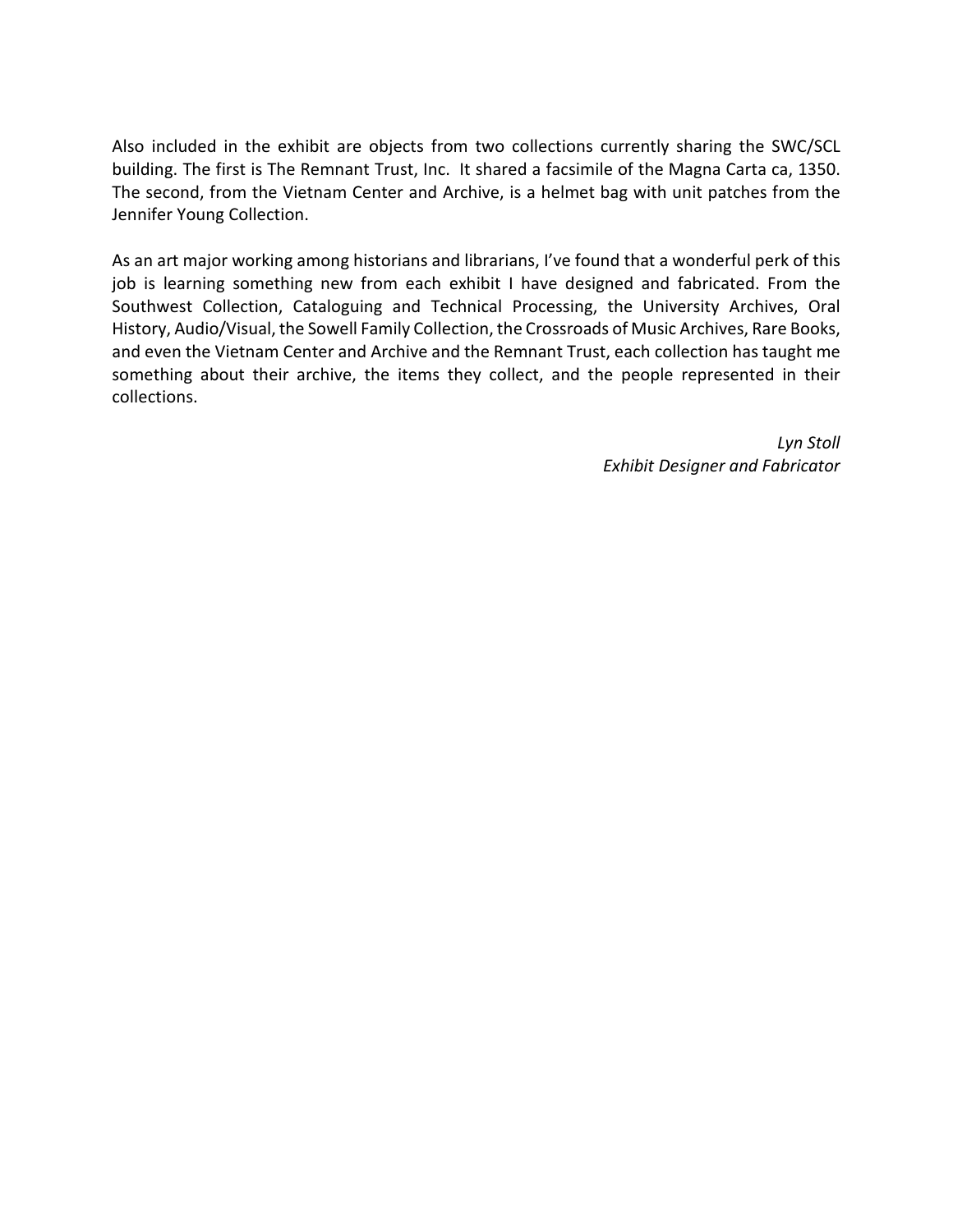Also included in the exhibit are objects from two collections currently sharing the SWC/SCL building. The first is The Remnant Trust, Inc. It shared a facsimile of the Magna Carta ca, 1350. The second, from the Vietnam Center and Archive, is a helmet bag with unit patches from the Jennifer Young Collection.

As an art major working among historians and librarians, I've found that a wonderful perk of this job is learning something new from each exhibit I have designed and fabricated. From the Southwest Collection, Cataloguing and Technical Processing, the University Archives, Oral History, Audio/Visual, the Sowell Family Collection, the Crossroads of Music Archives, Rare Books, and even the Vietnam Center and Archive and the Remnant Trust, each collection has taught me something about their archive, the items they collect, and the people represented in their collections.

*Lyn Stoll*
*Exhibit Designer and Fabricator*